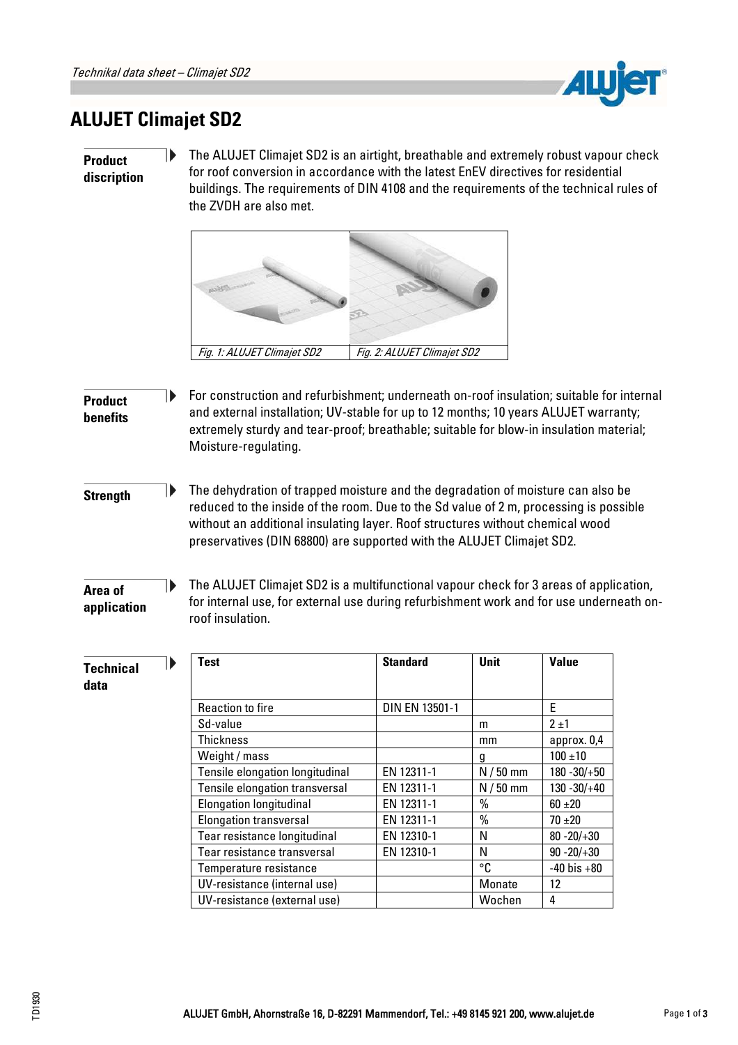# ALUJET Climajet SD2

**Product discription**

The ALUJET Climajet SD2 is an airtight, breathable and extremely robust vapour check for roof conversion in accordance with the latest EnEV directives for residential buildings. The requirements of DIN 4108 and the requirements of the technical rules of the ZVDH are also met.

*Fig. 1: ALUJET Climajet SD2*

*Fig. 2: ALUJET Climajet SD2*

**Product benefits**

For construction and refurbishment; underneath on-roof insulation; suitable for internal and external installation; UV-stable for up to 12 months; 10 years ALUJET warranty; extremely sturdy and tear-proof; breathable; suitable for blow-in insulation material; Moisture-regulating.

**Strength**

The dehydration of trapped moisture and the degradation of moisture can also be reduced to the inside of the room. Due to the Sd value of 2 m, processing is possible without an additional insulating layer. Roof structures without chemical wood preservatives (DIN 68800) are supported with the ALUJET Climajet SD2.

**Area of application**

The ALUJET Climajet SD2 is a multifunctional vapour check for 3 areas of application, for internal use, for external use during refurbishment work and for use underneath on-roof insulation.

**Technical data**

| Test | Standard | Unit | Value |
|---|---|---|---|
| Reaction to fire | DIN EN 13501-1 | | E |
| Sd-value | | m | 2 ±1 |
| Thickness | | mm | approx. 0,4 |
| Weight / mass | | g | 100 ±10 |
| Tensile elongation longitudinal | EN 12311-1 | N / 50 mm | 180 -30/+50 |
| Tensile elongation transversal | EN 12311-1 | N / 50 mm | 130 -30/+40 |
| Elongation longitudinal | EN 12311-1 | % | 60 ±20 |
| Elongation transversal | EN 12311-1 | % | 70 ±20 |
| Tear resistance longitudinal | EN 12310-1 | N | 80 -20/+30 |
| Tear resistance transversal | EN 12310-1 | N | 90 -20/+30 |
| Temperature resistance | | °C | -40 bis +80 |
| UV-resistance (internal use) | | Monate | 12 |
| UV-resistance (external use) | | Wochen | 4 |

ALUJET GmbH, Ahornstraße 16, D-82291 Mammendorf, Tel.: +49 8145 921 200, www.alujet.de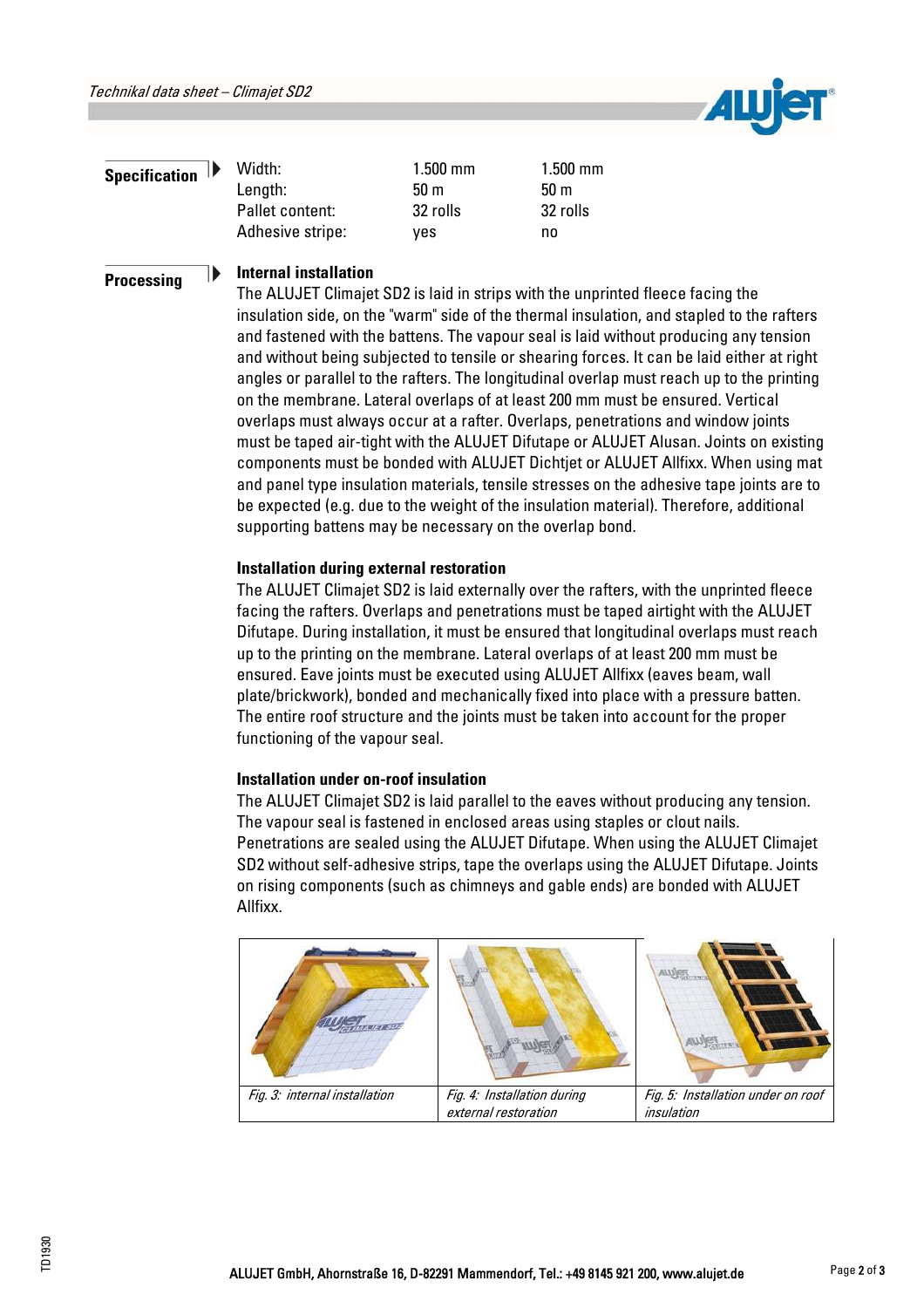## Specification

| | | |
|---|---|---|
| Width: | 1.500 mm | 1.500 mm |
| Length: | 50 m | 50 m |
| Pallet content: | 32 rolls | 32 rolls |
| Adhesive stripe: | yes | no |

## Processing

### Internal installation

The ALUJET Climajet SD2 is laid in strips with the unprinted fleece facing the insulation side, on the "warm" side of the thermal insulation, and stapled to the rafters and fastened with the battens. The vapour seal is laid without producing any tension and without being subjected to tensile or shearing forces. It can be laid either at right angles or parallel to the rafters. The longitudinal overlap must reach up to the printing on the membrane. Lateral overlaps of at least 200 mm must be ensured. Vertical overlaps must always occur at a rafter. Overlaps, penetrations and window joints must be taped air-tight with the ALUJET Difutape or ALUJET Alusan. Joints on existing components must be bonded with ALUJET Dichtjet or ALUJET Allfixx. When using mat and panel type insulation materials, tensile stresses on the adhesive tape joints are to be expected (e.g. due to the weight of the insulation material). Therefore, additional supporting battens may be necessary on the overlap bond.

### Installation during external restoration

The ALUJET Climajet SD2 is laid externally over the rafters, with the unprinted fleece facing the rafters. Overlaps and penetrations must be taped airtight with the ALUJET Difutape. During installation, it must be ensured that longitudinal overlaps must reach up to the printing on the membrane. Lateral overlaps of at least 200 mm must be ensured. Eave joints must be executed using ALUJET Allfixx (eaves beam, wall plate/brickwork), bonded and mechanically fixed into place with a pressure batten. The entire roof structure and the joints must be taken into account for the proper functioning of the vapour seal.

### Installation under on-roof insulation

The ALUJET Climajet SD2 is laid parallel to the eaves without producing any tension. The vapour seal is fastened in enclosed areas using staples or clout nails. Penetrations are sealed using the ALUJET Difutape. When using the ALUJET Climajet SD2 without self-adhesive strips, tape the overlaps using the ALUJET Difutape. Joints on rising components (such as chimneys and gable ends) are bonded with ALUJET Allfixx.

*Fig. 3: internal installation*

*Fig. 4: Installation during external restoration*

*Fig. 5: Installation under on roof insulation*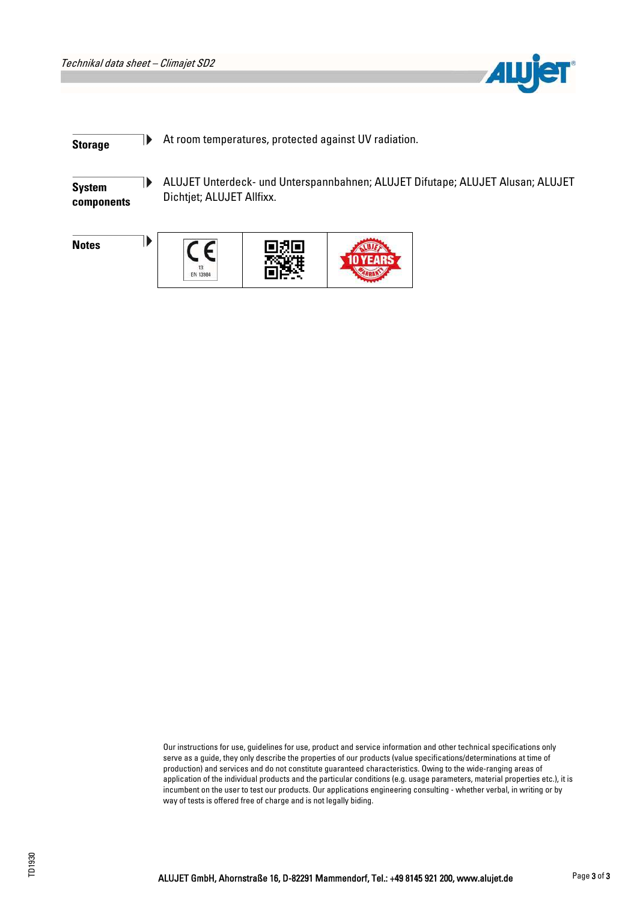**Storage**

At room temperatures, protected against UV radiation.

**System components**

ALUJET Unterdeck- und Unterspannbahnen; ALUJET Difutape; ALUJET Alusan; ALUJET Dichtjet; ALUJET Allfixx.

**Notes**

| | | |
|---|---|---|
| CE 13 EN 13984 | | ALUJET 10 YEARS WARRANTY |

Our instructions for use, guidelines for use, product and service information and other technical specifications only serve as a guide, they only describe the properties of our products (value specifications/determinations at time of production) and services and do not constitute guaranteed characteristics. Owing to the wide-ranging areas of application of the individual products and the particular conditions (e.g. usage parameters, material properties etc.), it is incumbent on the user to test our products. Our applications engineering consulting - whether verbal, in writing or by way of tests is offered free of charge and is not legally biding.

ALUJET GmbH, Ahornstraße 16, D-82291 Mammendorf, Tel.: +49 8145 921 200, www.alujet.de